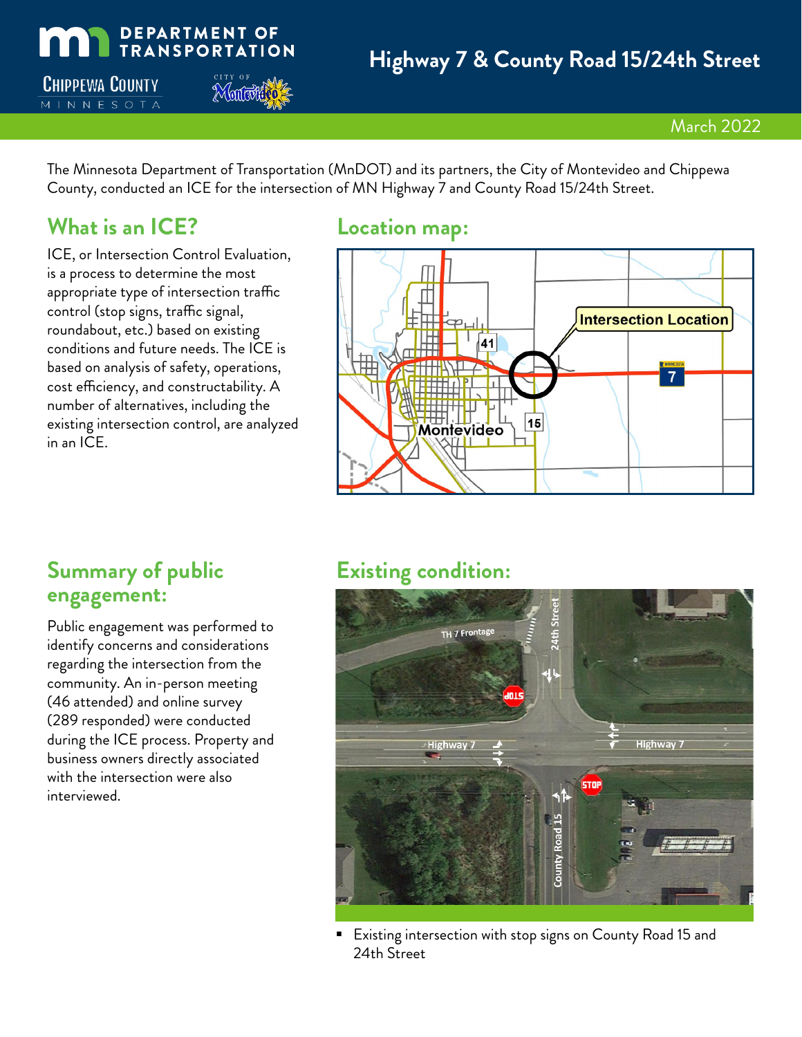# Highway 7 & County Road 15/24th Street

March 2022

The Minnesota Department of Transportation (MnDOT) and its partners, the City of Montevideo and Chippewa County, conducted an ICE for the intersection of MN Highway 7 and County Road 15/24th Street.

## What is an ICE?

ICE, or Intersection Control Evaluation, is a process to determine the most appropriate type of intersection traffic control (stop signs, traffic signal, roundabout, etc.) based on existing conditions and future needs. The ICE is based on analysis of safety, operations, cost efficiency, and constructability. A number of alternatives, including the existing intersection control, are analyzed in an ICE.

## Location map:

## Summary of public engagement:

Public engagement was performed to identify concerns and considerations regarding the intersection from the community. An in-person meeting (46 attended) and online survey (289 responded) were conducted during the ICE process. Property and business owners directly associated with the intersection were also interviewed.

## Existing condition:

- Existing intersection with stop signs on County Road 15 and 24th Street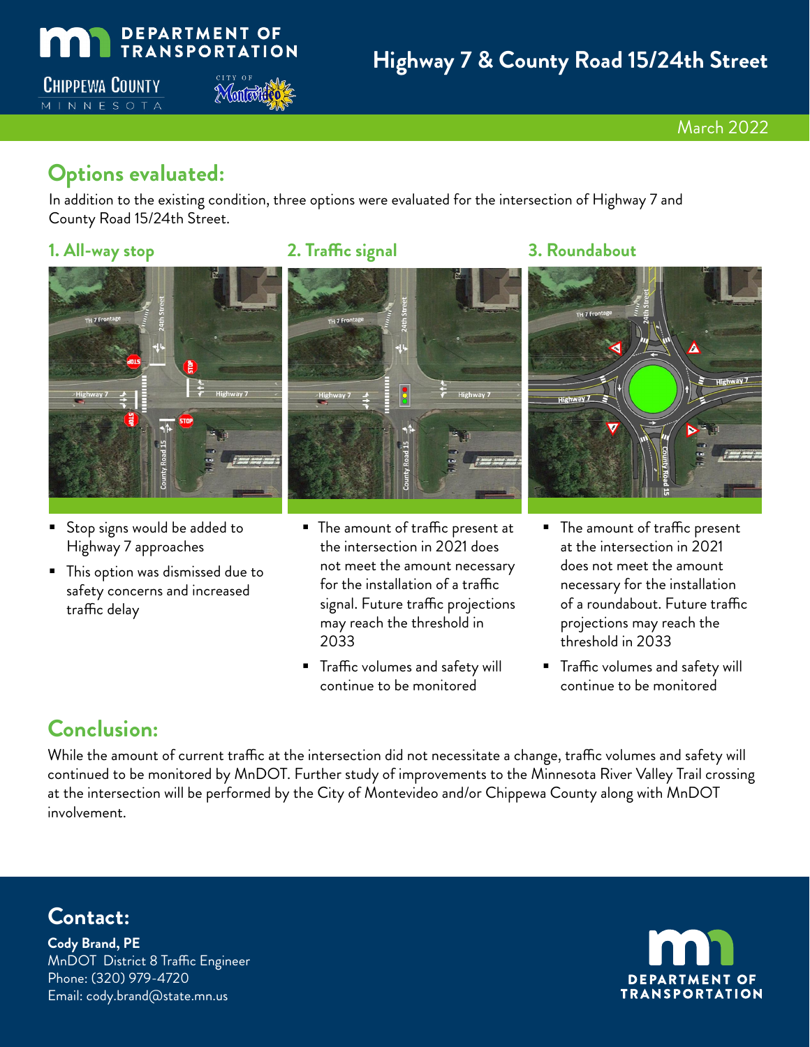# Highway 7 & County Road 15/24th Street

March 2022

## Options evaluated:

In addition to the existing condition, three options were evaluated for the intersection of Highway 7 and County Road 15/24th Street.

### 1. All-way stop

- Stop signs would be added to Highway 7 approaches
- This option was dismissed due to safety concerns and increased traffic delay

### 2. Traffic signal

- The amount of traffic present at the intersection in 2021 does not meet the amount necessary for the installation of a traffic signal. Future traffic projections may reach the threshold in 2033
- Traffic volumes and safety will continue to be monitored

### 3. Roundabout

- The amount of traffic present at the intersection in 2021 does not meet the amount necessary for the installation of a roundabout. Future traffic projections may reach the threshold in 2033
- Traffic volumes and safety will continue to be monitored

## Conclusion:

While the amount of current traffic at the intersection did not necessitate a change, traffic volumes and safety will continued to be monitored by MnDOT. Further study of improvements to the Minnesota River Valley Trail crossing at the intersection will be performed by the City of Montevideo and/or Chippewa County along with MnDOT involvement.

## Contact:

**Cody Brand, PE**
MnDOT District 8 Traffic Engineer
Phone: (320) 979-4720
Email: cody.brand@state.mn.us